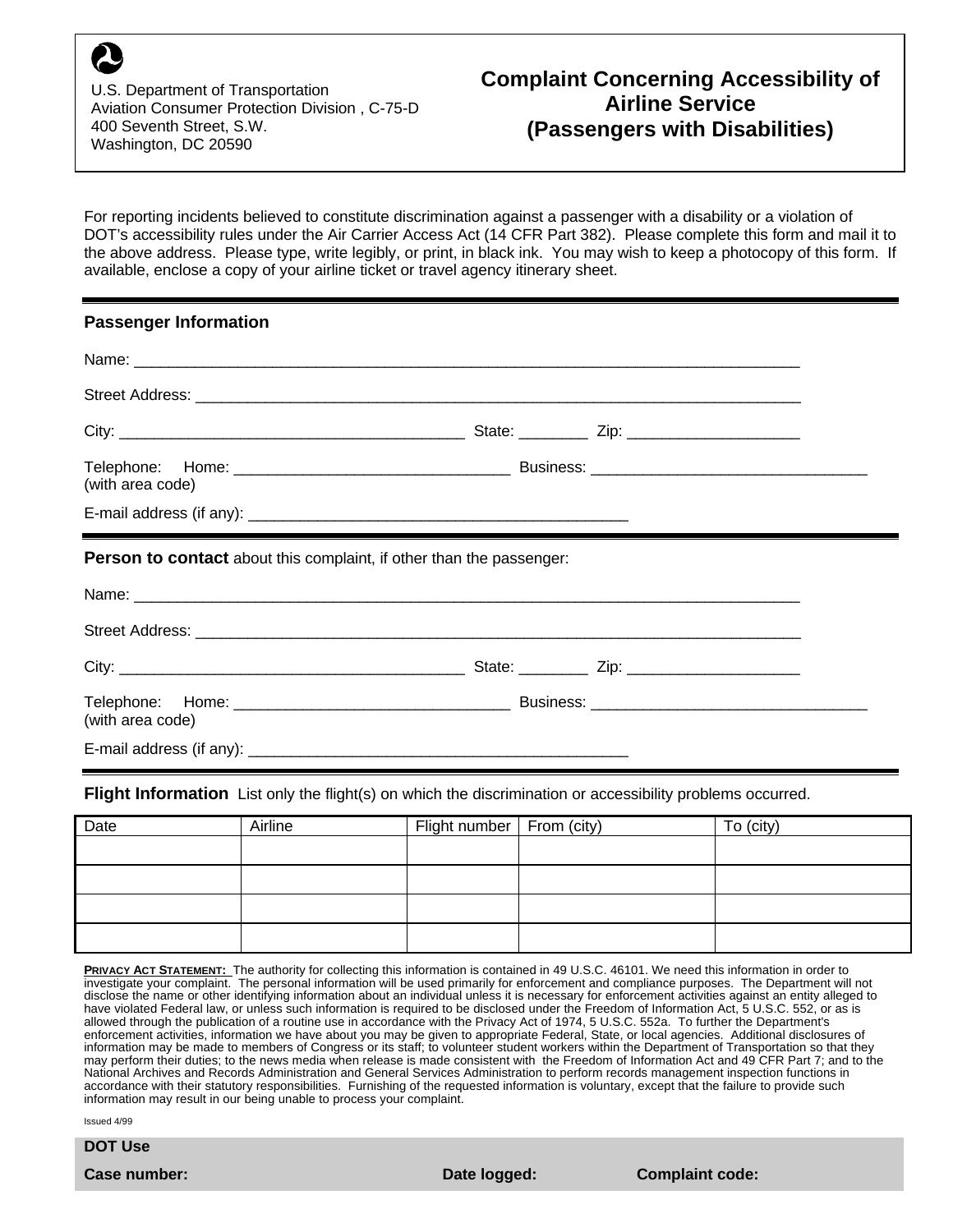U.S. Department of Transportation
Aviation Consumer Protection Division , C-75-D
400 Seventh Street, S.W.
Washington, DC 20590

# Complaint Concerning Accessibility of Airline Service (Passengers with Disabilities)

For reporting incidents believed to constitute discrimination against a passenger with a disability or a violation of DOT's accessibility rules under the Air Carrier Access Act (14 CFR Part 382). Please complete this form and mail it to the above address. Please type, write legibly, or print, in black ink. You may wish to keep a photocopy of this form. If available, enclose a copy of your airline ticket or travel agency itinerary sheet.

---

## Passenger Information

Name: ___________________________________________________________________________

Street Address: _____________________________________________________________________

City: _______________________________________ State: ________ Zip: ___________________

Telephone: Home: _______________________________ Business: _______________________________
(with area code)

E-mail address (if any): ___________________________________________

---

**Person to contact** about this complaint, if other than the passenger:

Name: ___________________________________________________________________________

Street Address: _____________________________________________________________________

City: _______________________________________ State: ________ Zip: ___________________

Telephone: Home: _______________________________ Business: _______________________________
(with area code)

E-mail address (if any): ___________________________________________

---

**Flight Information** List only the flight(s) on which the discrimination or accessibility problems occurred.

| Date | Airline | Flight number | From (city) | To (city) |
|---|---|---|---|---|
| | | | | |
| | | | | |
| | | | | |
| | | | | |

**PRIVACY ACT STATEMENT:** The authority for collecting this information is contained in 49 U.S.C. 46101. We need this information in order to investigate your complaint. The personal information will be used primarily for enforcement and compliance purposes. The Department will not disclose the name or other identifying information about an individual unless it is necessary for enforcement activities against an entity alleged to have violated Federal law, or unless such information is required to be disclosed under the Freedom of Information Act, 5 U.S.C. 552, or as is allowed through the publication of a routine use in accordance with the Privacy Act of 1974, 5 U.S.C. 552a. To further the Department's enforcement activities, information we have about you may be given to appropriate Federal, State, or local agencies. Additional disclosures of information may be made to members of Congress or its staff; to volunteer student workers within the Department of Transportation so that they may perform their duties; to the news media when release is made consistent with the Freedom of Information Act and 49 CFR Part 7; and to the National Archives and Records Administration and General Services Administration to perform records management inspection functions in accordance with their statutory responsibilities. Furnishing of the requested information is voluntary, except that the failure to provide such information may result in our being unable to process your complaint.

Issued 4/99

**DOT Use**

**Case number:** **Date logged:** **Complaint code:**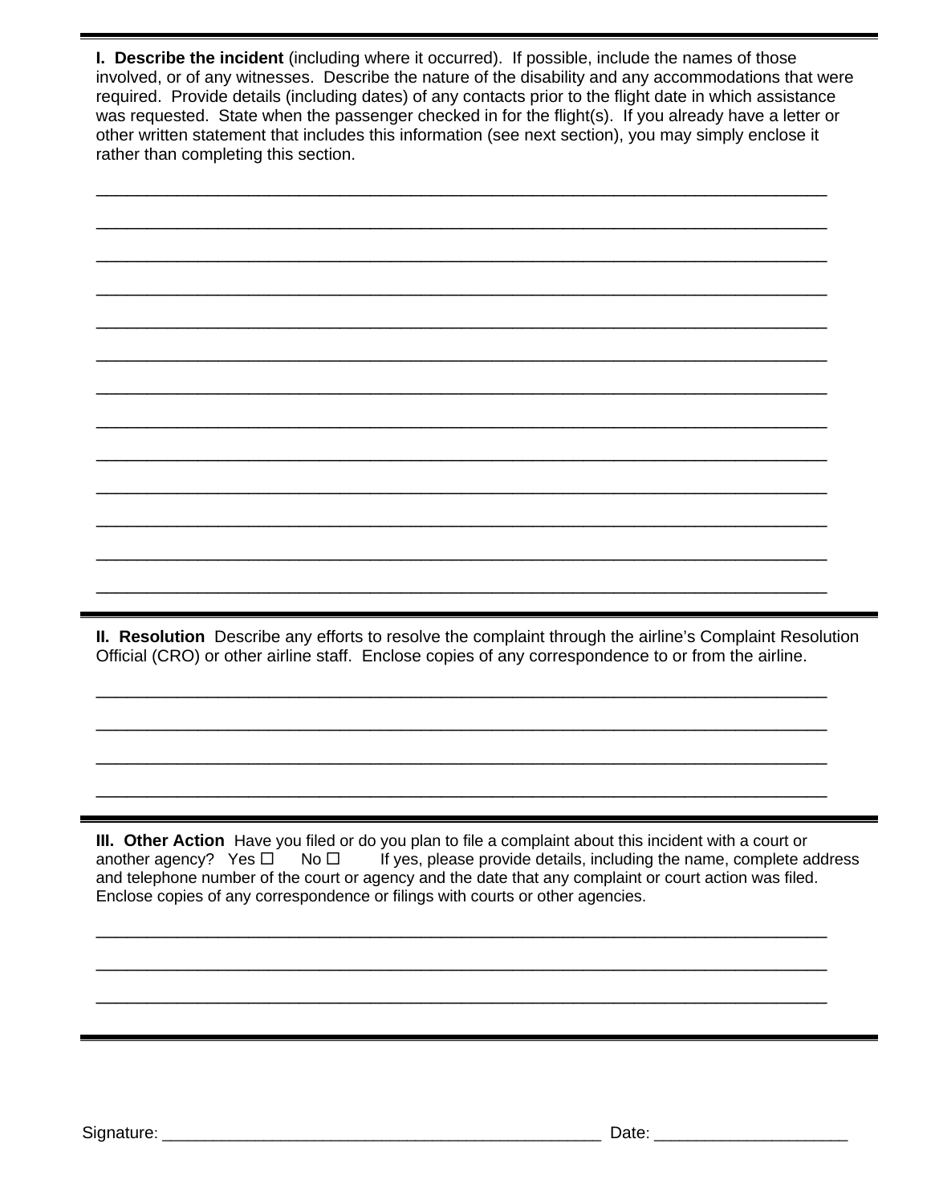**I. Describe the incident** (including where it occurred). If possible, include the names of those involved, or of any witnesses. Describe the nature of the disability and any accommodations that were required. Provide details (including dates) of any contacts prior to the flight date in which assistance was requested. State when the passenger checked in for the flight(s). If you already have a letter or other written statement that includes this information (see next section), you may simply enclose it rather than completing this section.

______________________________________________________________________________

______________________________________________________________________________

______________________________________________________________________________

______________________________________________________________________________

______________________________________________________________________________

______________________________________________________________________________

______________________________________________________________________________

______________________________________________________________________________

______________________________________________________________________________

______________________________________________________________________________

______________________________________________________________________________

______________________________________________________________________________

______________________________________________________________________________

---

**II. Resolution** Describe any efforts to resolve the complaint through the airline's Complaint Resolution Official (CRO) or other airline staff. Enclose copies of any correspondence to or from the airline.

______________________________________________________________________________

______________________________________________________________________________

______________________________________________________________________________

______________________________________________________________________________

---

**III. Other Action** Have you filed or do you plan to file a complaint about this incident with a court or another agency? Yes ☐ No ☐ If yes, please provide details, including the name, complete address and telephone number of the court or agency and the date that any complaint or court action was filed. Enclose copies of any correspondence or filings with courts or other agencies.

______________________________________________________________________________

______________________________________________________________________________

______________________________________________________________________________

---

Signature: ______________________________________________ Date: ____________________